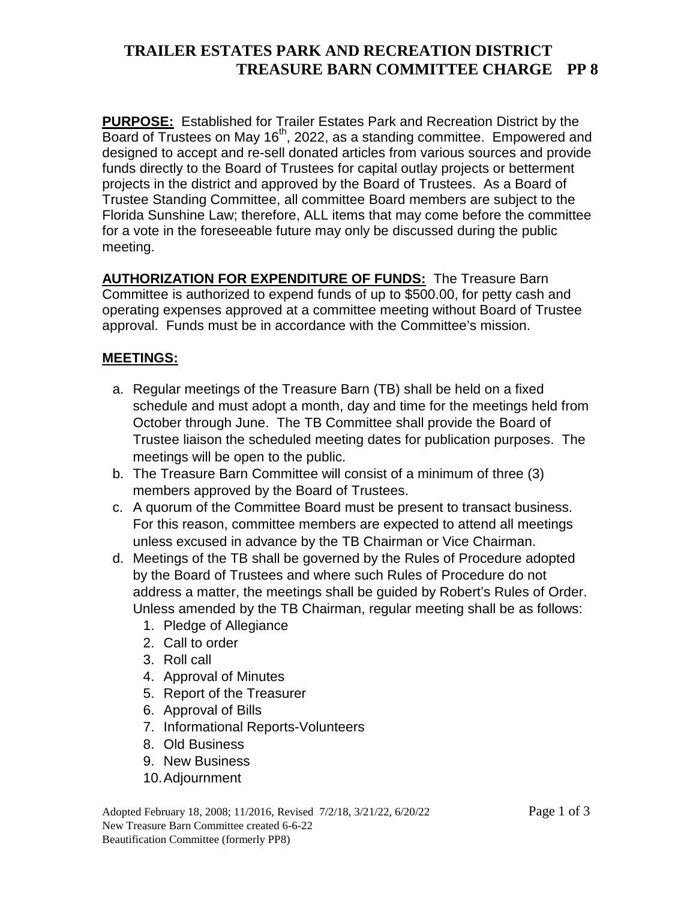# TRAILER ESTATES PARK AND RECREATION DISTRICT
## TREASURE BARN COMMITTEE CHARGE PP 8

**PURPOSE:** Established for Trailer Estates Park and Recreation District by the Board of Trustees on May 16th, 2022, as a standing committee. Empowered and designed to accept and re-sell donated articles from various sources and provide funds directly to the Board of Trustees for capital outlay projects or betterment projects in the district and approved by the Board of Trustees. As a Board of Trustee Standing Committee, all committee Board members are subject to the Florida Sunshine Law; therefore, ALL items that may come before the committee for a vote in the foreseeable future may only be discussed during the public meeting.

**AUTHORIZATION FOR EXPENDITURE OF FUNDS:** The Treasure Barn Committee is authorized to expend funds of up to $500.00, for petty cash and operating expenses approved at a committee meeting without Board of Trustee approval. Funds must be in accordance with the Committee's mission.

**MEETINGS:**

a. Regular meetings of the Treasure Barn (TB) shall be held on a fixed schedule and must adopt a month, day and time for the meetings held from October through June. The TB Committee shall provide the Board of Trustee liaison the scheduled meeting dates for publication purposes. The meetings will be open to the public.
b. The Treasure Barn Committee will consist of a minimum of three (3) members approved by the Board of Trustees.
c. A quorum of the Committee Board must be present to transact business. For this reason, committee members are expected to attend all meetings unless excused in advance by the TB Chairman or Vice Chairman.
d. Meetings of the TB shall be governed by the Rules of Procedure adopted by the Board of Trustees and where such Rules of Procedure do not address a matter, the meetings shall be guided by Robert's Rules of Order. Unless amended by the TB Chairman, regular meeting shall be as follows:
    1. Pledge of Allegiance
    2. Call to order
    3. Roll call
    4. Approval of Minutes
    5. Report of the Treasurer
    6. Approval of Bills
    7. Informational Reports-Volunteers
    8. Old Business
    9. New Business
    10. Adjournment

Adopted February 18, 2008; 11/2016, Revised 7/2/18, 3/21/22, 6/20/22
New Treasure Barn Committee created 6-6-22
Beautification Committee (formerly PP8)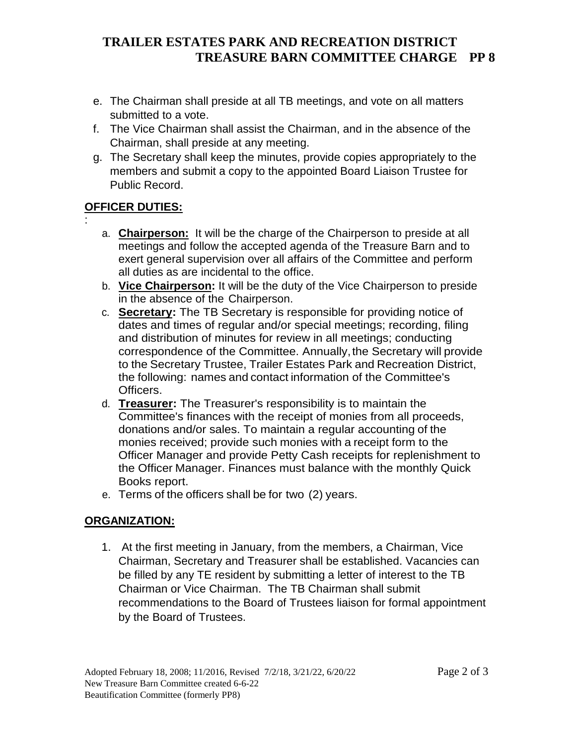e. The Chairman shall preside at all TB meetings, and vote on all matters submitted to a vote.
f. The Vice Chairman shall assist the Chairman, and in the absence of the Chairman, shall preside at any meeting.
g. The Secretary shall keep the minutes, provide copies appropriately to the members and submit a copy to the appointed Board Liaison Trustee for Public Record.

## OFFICER DUTIES:

:

a. **Chairperson:** It will be the charge of the Chairperson to preside at all meetings and follow the accepted agenda of the Treasure Barn and to exert general supervision over all affairs of the Committee and perform all duties as are incidental to the office.
b. **Vice Chairperson:** It will be the duty of the Vice Chairperson to preside in the absence of the Chairperson.
c. **Secretary:** The TB Secretary is responsible for providing notice of dates and times of regular and/or special meetings; recording, filing and distribution of minutes for review in all meetings; conducting correspondence of the Committee. Annually, the Secretary will provide to the Secretary Trustee, Trailer Estates Park and Recreation District, the following: names and contact information of the Committee's Officers.
d. **Treasurer:** The Treasurer's responsibility is to maintain the Committee's finances with the receipt of monies from all proceeds, donations and/or sales. To maintain a regular accounting of the monies received; provide such monies with a receipt form to the Officer Manager and provide Petty Cash receipts for replenishment to the Officer Manager. Finances must balance with the monthly Quick Books report.
e. Terms of the officers shall be for two (2) years.

## ORGANIZATION:

1. At the first meeting in January, from the members, a Chairman, Vice Chairman, Secretary and Treasurer shall be established. Vacancies can be filled by any TE resident by submitting a letter of interest to the TB Chairman or Vice Chairman. The TB Chairman shall submit recommendations to the Board of Trustees liaison for formal appointment by the Board of Trustees.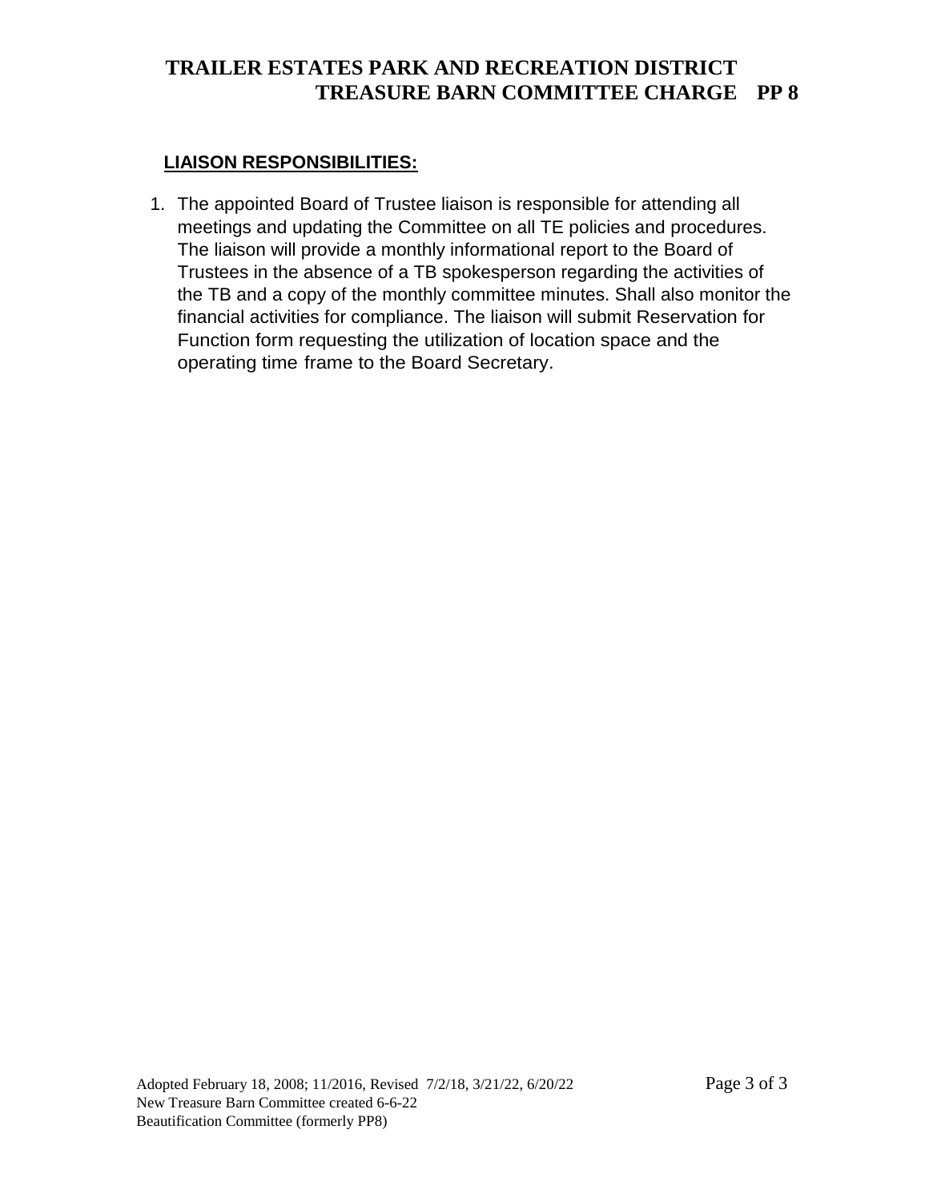**LIAISON RESPONSIBILITIES:**

1. The appointed Board of Trustee liaison is responsible for attending all meetings and updating the Committee on all TE policies and procedures. The liaison will provide a monthly informational report to the Board of Trustees in the absence of a TB spokesperson regarding the activities of the TB and a copy of the monthly committee minutes. Shall also monitor the financial activities for compliance. The liaison will submit Reservation for Function form requesting the utilization of location space and the operating time frame to the Board Secretary.

Adopted February 18, 2008; 11/2016, Revised 7/2/18, 3/21/22, 6/20/22
New Treasure Barn Committee created 6-6-22
Beautification Committee (formerly PP8)